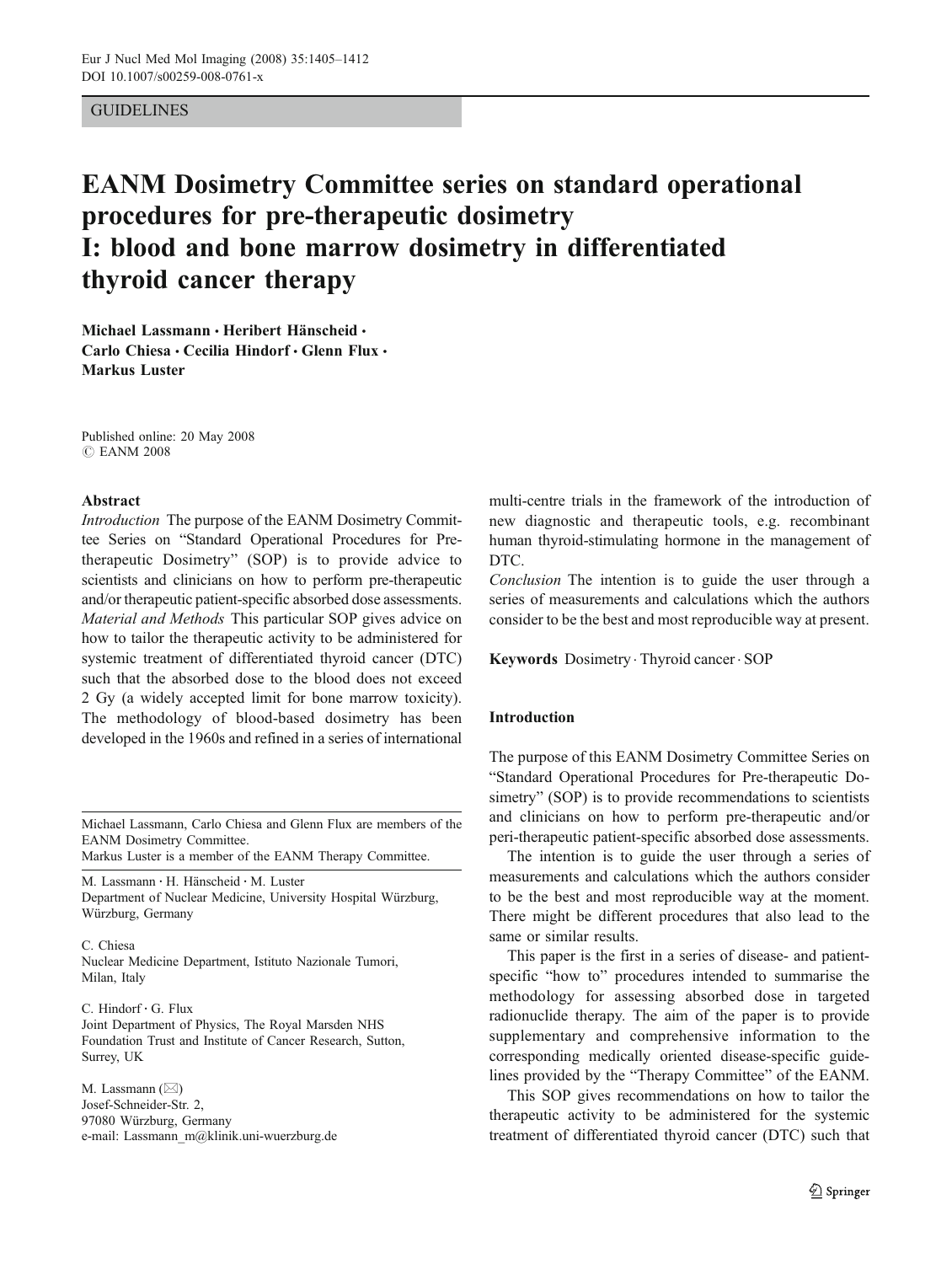GUIDELINES

# EANM Dosimetry Committee series on standard operational procedures for pre-therapeutic dosimetry I: blood and bone marrow dosimetry in differentiated thyroid cancer therapy

**Michael Lassmann · Heribert Hänscheid · Carlo Chiesa · Cecilia Hindorf · Glenn Flux · Markus Luster**

Published online: 20 May 2008
© EANM 2008

## Abstract

*Introduction* The purpose of the EANM Dosimetry Committee Series on "Standard Operational Procedures for Pre-therapeutic Dosimetry" (SOP) is to provide advice to scientists and clinicians on how to perform pre-therapeutic and/or therapeutic patient-specific absorbed dose assessments.

*Material and Methods* This particular SOP gives advice on how to tailor the therapeutic activity to be administered for systemic treatment of differentiated thyroid cancer (DTC) such that the absorbed dose to the blood does not exceed 2 Gy (a widely accepted limit for bone marrow toxicity). The methodology of blood-based dosimetry has been developed in the 1960s and refined in a series of international multi-centre trials in the framework of the introduction of new diagnostic and therapeutic tools, e.g. recombinant human thyroid-stimulating hormone in the management of DTC.

*Conclusion* The intention is to guide the user through a series of measurements and calculations which the authors consider to be the best and most reproducible way at present.

**Keywords** Dosimetry · Thyroid cancer · SOP

Michael Lassmann, Carlo Chiesa and Glenn Flux are members of the EANM Dosimetry Committee.
Markus Luster is a member of the EANM Therapy Committee.

M. Lassmann · H. Hänscheid · M. Luster
Department of Nuclear Medicine, University Hospital Würzburg, Würzburg, Germany

C. Chiesa
Nuclear Medicine Department, Istituto Nazionale Tumori, Milan, Italy

C. Hindorf · G. Flux
Joint Department of Physics, The Royal Marsden NHS Foundation Trust and Institute of Cancer Research, Sutton, Surrey, UK

M. Lassmann (✉)
Josef-Schneider-Str. 2,
97080 Würzburg, Germany
e-mail: Lassmann_m@klinik.uni-wuerzburg.de

## Introduction

The purpose of this EANM Dosimetry Committee Series on "Standard Operational Procedures for Pre-therapeutic Dosimetry" (SOP) is to provide recommendations to scientists and clinicians on how to perform pre-therapeutic and/or peri-therapeutic patient-specific absorbed dose assessments.

The intention is to guide the user through a series of measurements and calculations which the authors consider to be the best and most reproducible way at the moment. There might be different procedures that also lead to the same or similar results.

This paper is the first in a series of disease- and patient-specific "how to" procedures intended to summarise the methodology for assessing absorbed dose in targeted radionuclide therapy. The aim of the paper is to provide supplementary and comprehensive information to the corresponding medically oriented disease-specific guidelines provided by the "Therapy Committee" of the EANM.

This SOP gives recommendations on how to tailor the therapeutic activity to be administered for the systemic treatment of differentiated thyroid cancer (DTC) such that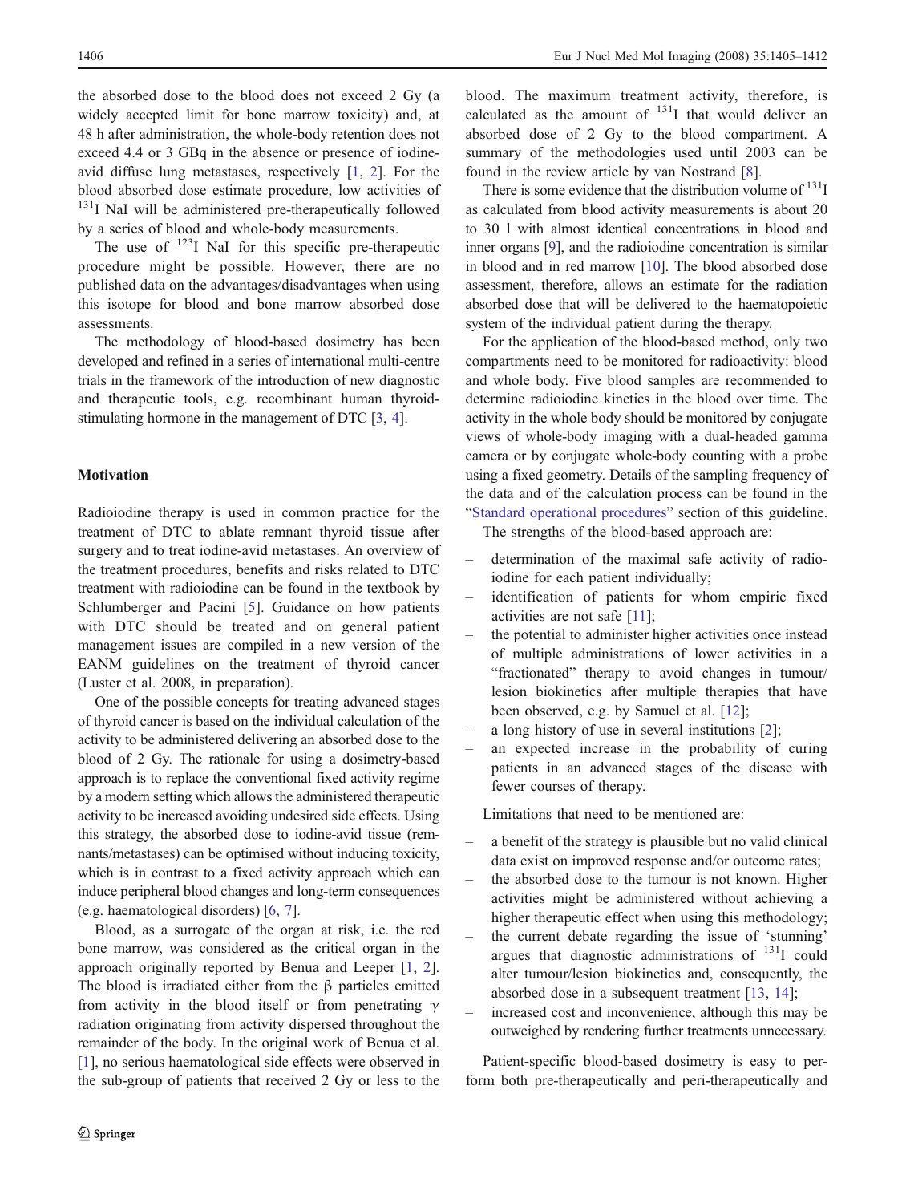the absorbed dose to the blood does not exceed 2 Gy (a widely accepted limit for bone marrow toxicity) and, at 48 h after administration, the whole-body retention does not exceed 4.4 or 3 GBq in the absence or presence of iodine-avid diffuse lung metastases, respectively [1, 2]. For the blood absorbed dose estimate procedure, low activities of $^{131}$I NaI will be administered pre-therapeutically followed by a series of blood and whole-body measurements.

The use of $^{123}$I NaI for this specific pre-therapeutic procedure might be possible. However, there are no published data on the advantages/disadvantages when using this isotope for blood and bone marrow absorbed dose assessments.

The methodology of blood-based dosimetry has been developed and refined in a series of international multi-centre trials in the framework of the introduction of new diagnostic and therapeutic tools, e.g. recombinant human thyroid-stimulating hormone in the management of DTC [3, 4].

## Motivation

Radioiodine therapy is used in common practice for the treatment of DTC to ablate remnant thyroid tissue after surgery and to treat iodine-avid metastases. An overview of the treatment procedures, benefits and risks related to DTC treatment with radioiodine can be found in the textbook by Schlumberger and Pacini [5]. Guidance on how patients with DTC should be treated and on general patient management issues are compiled in a new version of the EANM guidelines on the treatment of thyroid cancer (Luster et al. 2008, in preparation).

One of the possible concepts for treating advanced stages of thyroid cancer is based on the individual calculation of the activity to be administered delivering an absorbed dose to the blood of 2 Gy. The rationale for using a dosimetry-based approach is to replace the conventional fixed activity regime by a modern setting which allows the administered therapeutic activity to be increased avoiding undesired side effects. Using this strategy, the absorbed dose to iodine-avid tissue (remnants/metastases) can be optimised without inducing toxicity, which is in contrast to a fixed activity approach which can induce peripheral blood changes and long-term consequences (e.g. haematological disorders) [6, 7].

Blood, as a surrogate of the organ at risk, i.e. the red bone marrow, was considered as the critical organ in the approach originally reported by Benua and Leeper [1, 2]. The blood is irradiated either from the β particles emitted from activity in the blood itself or from penetrating γ radiation originating from activity dispersed throughout the remainder of the body. In the original work of Benua et al. [1], no serious haematological side effects were observed in the sub-group of patients that received 2 Gy or less to the blood. The maximum treatment activity, therefore, is calculated as the amount of $^{131}$I that would deliver an absorbed dose of 2 Gy to the blood compartment. A summary of the methodologies used until 2003 can be found in the review article by van Nostrand [8].

There is some evidence that the distribution volume of $^{131}$I as calculated from blood activity measurements is about 20 to 30 l with almost identical concentrations in blood and inner organs [9], and the radioiodine concentration is similar in blood and in red marrow [10]. The blood absorbed dose assessment, therefore, allows an estimate for the radiation absorbed dose that will be delivered to the haematopoietic system of the individual patient during the therapy.

For the application of the blood-based method, only two compartments need to be monitored for radioactivity: blood and whole body. Five blood samples are recommended to determine radioiodine kinetics in the blood over time. The activity in the whole body should be monitored by conjugate views of whole-body imaging with a dual-headed gamma camera or by conjugate whole-body counting with a probe using a fixed geometry. Details of the sampling frequency of the data and of the calculation process can be found in the "Standard operational procedures" section of this guideline.

The strengths of the blood-based approach are:

- determination of the maximal safe activity of radioiodine for each patient individually;
- identification of patients for whom empiric fixed activities are not safe [11];
- the potential to administer higher activities once instead of multiple administrations of lower activities in a "fractionated" therapy to avoid changes in tumour/lesion biokinetics after multiple therapies that have been observed, e.g. by Samuel et al. [12];
- a long history of use in several institutions [2];
- an expected increase in the probability of curing patients in an advanced stages of the disease with fewer courses of therapy.

Limitations that need to be mentioned are:

- a benefit of the strategy is plausible but no valid clinical data exist on improved response and/or outcome rates;
- the absorbed dose to the tumour is not known. Higher activities might be administered without achieving a higher therapeutic effect when using this methodology;
- the current debate regarding the issue of 'stunning' argues that diagnostic administrations of $^{131}$I could alter tumour/lesion biokinetics and, consequently, the absorbed dose in a subsequent treatment [13, 14];
- increased cost and inconvenience, although this may be outweighed by rendering further treatments unnecessary.

Patient-specific blood-based dosimetry is easy to perform both pre-therapeutically and peri-therapeutically and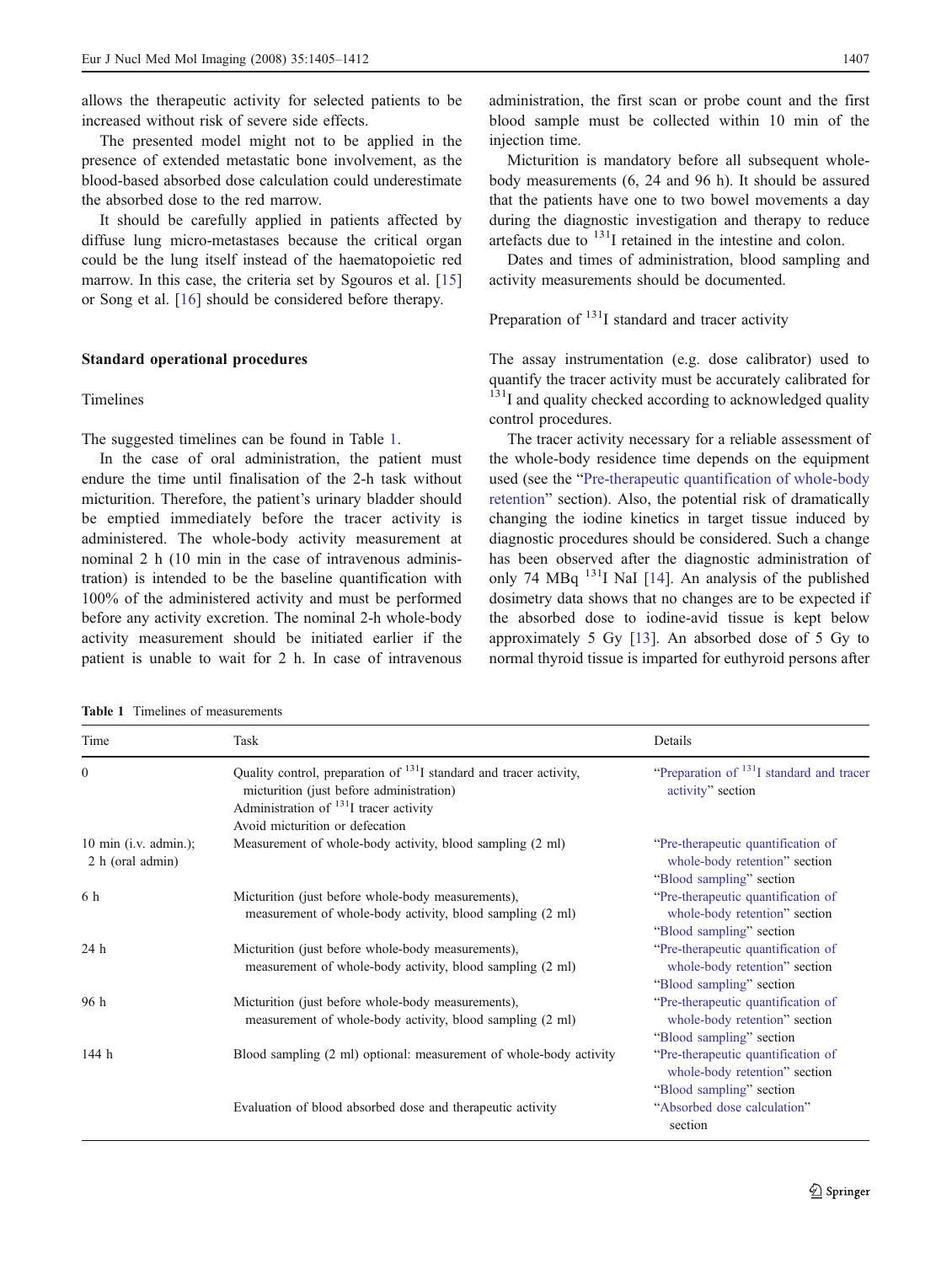allows the therapeutic activity for selected patients to be increased without risk of severe side effects.

The presented model might not to be applied in the presence of extended metastatic bone involvement, as the blood-based absorbed dose calculation could underestimate the absorbed dose to the red marrow.

It should be carefully applied in patients affected by diffuse lung micro-metastases because the critical organ could be the lung itself instead of the haematopoietic red marrow. In this case, the criteria set by Sgouros et al. [15] or Song et al. [16] should be considered before therapy.

## Standard operational procedures

### Timelines

The suggested timelines can be found in Table 1.

In the case of oral administration, the patient must endure the time until finalisation of the 2-h task without micturition. Therefore, the patient's urinary bladder should be emptied immediately before the tracer activity is administered. The whole-body activity measurement at nominal 2 h (10 min in the case of intravenous administration) is intended to be the baseline quantification with 100% of the administered activity and must be performed before any activity excretion. The nominal 2-h whole-body activity measurement should be initiated earlier if the patient is unable to wait for 2 h. In case of intravenous administration, the first scan or probe count and the first blood sample must be collected within 10 min of the injection time.

Micturition is mandatory before all subsequent whole-body measurements (6, 24 and 96 h). It should be assured that the patients have one to two bowel movements a day during the diagnostic investigation and therapy to reduce artefacts due to $^{131}$I retained in the intestine and colon.

Dates and times of administration, blood sampling and activity measurements should be documented.

### Preparation of $^{131}$I standard and tracer activity

The assay instrumentation (e.g. dose calibrator) used to quantify the tracer activity must be accurately calibrated for $^{131}$I and quality checked according to acknowledged quality control procedures.

The tracer activity necessary for a reliable assessment of the whole-body residence time depends on the equipment used (see the "Pre-therapeutic quantification of whole-body retention" section). Also, the potential risk of dramatically changing the iodine kinetics in target tissue induced by diagnostic procedures should be considered. Such a change has been observed after the diagnostic administration of only 74 MBq $^{131}$I NaI [14]. An analysis of the published dosimetry data shows that no changes are to be expected if the absorbed dose to iodine-avid tissue is kept below approximately 5 Gy [13]. An absorbed dose of 5 Gy to normal thyroid tissue is imparted for euthyroid persons after

**Table 1** Timelines of measurements

| Time | Task | Details |
|---|---|---|
| 0 | Quality control, preparation of $^{131}$I standard and tracer activity, micturition (just before administration)<br>Administration of $^{131}$I tracer activity<br>Avoid micturition or defecation | "Preparation of $^{131}$I standard and tracer activity" section |
| 10 min (i.v. admin.); 2 h (oral admin) | Measurement of whole-body activity, blood sampling (2 ml) | "Pre-therapeutic quantification of whole-body retention" section<br>"Blood sampling" section |
| 6 h | Micturition (just before whole-body measurements), measurement of whole-body activity, blood sampling (2 ml) | "Pre-therapeutic quantification of whole-body retention" section<br>"Blood sampling" section |
| 24 h | Micturition (just before whole-body measurements), measurement of whole-body activity, blood sampling (2 ml) | "Pre-therapeutic quantification of whole-body retention" section<br>"Blood sampling" section |
| 96 h | Micturition (just before whole-body measurements), measurement of whole-body activity, blood sampling (2 ml) | "Pre-therapeutic quantification of whole-body retention" section<br>"Blood sampling" section |
| 144 h | Blood sampling (2 ml) optional: measurement of whole-body activity | "Pre-therapeutic quantification of whole-body retention" section<br>"Blood sampling" section |
| | Evaluation of blood absorbed dose and therapeutic activity | "Absorbed dose calculation" section |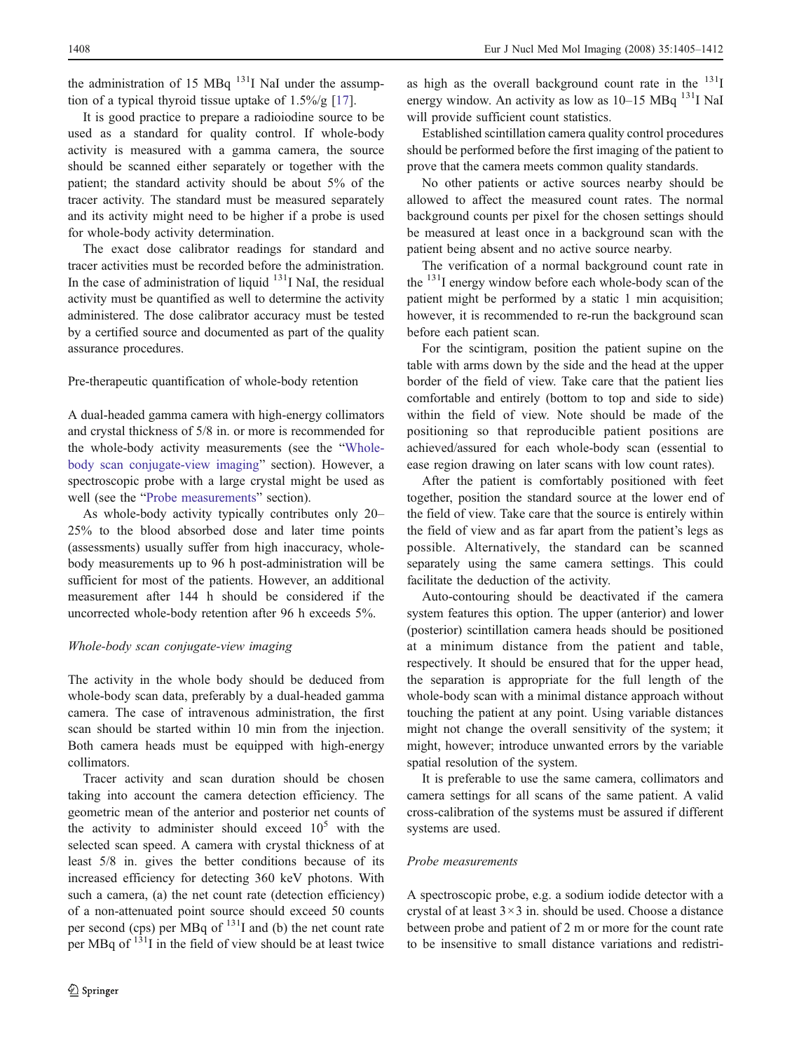the administration of 15 MBq $^{131}$I NaI under the assumption of a typical thyroid tissue uptake of 1.5%/g [17].

It is good practice to prepare a radioiodine source to be used as a standard for quality control. If whole-body activity is measured with a gamma camera, the source should be scanned either separately or together with the patient; the standard activity should be about 5% of the tracer activity. The standard must be measured separately and its activity might need to be higher if a probe is used for whole-body activity determination.

The exact dose calibrator readings for standard and tracer activities must be recorded before the administration. In the case of administration of liquid $^{131}$I NaI, the residual activity must be quantified as well to determine the activity administered. The dose calibrator accuracy must be tested by a certified source and documented as part of the quality assurance procedures.

## Pre-therapeutic quantification of whole-body retention

A dual-headed gamma camera with high-energy collimators and crystal thickness of 5/8 in. or more is recommended for the whole-body activity measurements (see the "Whole-body scan conjugate-view imaging" section). However, a spectroscopic probe with a large crystal might be used as well (see the "Probe measurements" section).

As whole-body activity typically contributes only 20–25% to the blood absorbed dose and later time points (assessments) usually suffer from high inaccuracy, whole-body measurements up to 96 h post-administration will be sufficient for most of the patients. However, an additional measurement after 144 h should be considered if the uncorrected whole-body retention after 96 h exceeds 5%.

### *Whole-body scan conjugate-view imaging*

The activity in the whole body should be deduced from whole-body scan data, preferably by a dual-headed gamma camera. The case of intravenous administration, the first scan should be started within 10 min from the injection. Both camera heads must be equipped with high-energy collimators.

Tracer activity and scan duration should be chosen taking into account the camera detection efficiency. The geometric mean of the anterior and posterior net counts of the activity to administer should exceed $10^5$ with the selected scan speed. A camera with crystal thickness of at least 5/8 in. gives the better conditions because of its increased efficiency for detecting 360 keV photons. With such a camera, (a) the net count rate (detection efficiency) of a non-attenuated point source should exceed 50 counts per second (cps) per MBq of $^{131}$I and (b) the net count rate per MBq of $^{131}$I in the field of view should be at least twice as high as the overall background count rate in the $^{131}$I energy window. An activity as low as 10–15 MBq $^{131}$I NaI will provide sufficient count statistics.

Established scintillation camera quality control procedures should be performed before the first imaging of the patient to prove that the camera meets common quality standards.

No other patients or active sources nearby should be allowed to affect the measured count rates. The normal background counts per pixel for the chosen settings should be measured at least once in a background scan with the patient being absent and no active source nearby.

The verification of a normal background count rate in the $^{131}$I energy window before each whole-body scan of the patient might be performed by a static 1 min acquisition; however, it is recommended to re-run the background scan before each patient scan.

For the scintigram, position the patient supine on the table with arms down by the side and the head at the upper border of the field of view. Take care that the patient lies comfortable and entirely (bottom to top and side to side) within the field of view. Note should be made of the positioning so that reproducible patient positions are achieved/assured for each whole-body scan (essential to ease region drawing on later scans with low count rates).

After the patient is comfortably positioned with feet together, position the standard source at the lower end of the field of view. Take care that the source is entirely within the field of view and as far apart from the patient's legs as possible. Alternatively, the standard can be scanned separately using the same camera settings. This could facilitate the deduction of the activity.

Auto-contouring should be deactivated if the camera system features this option. The upper (anterior) and lower (posterior) scintillation camera heads should be positioned at a minimum distance from the patient and table, respectively. It should be ensured that for the upper head, the separation is appropriate for the full length of the whole-body scan with a minimal distance approach without touching the patient at any point. Using variable distances might not change the overall sensitivity of the system; it might, however; introduce unwanted errors by the variable spatial resolution of the system.

It is preferable to use the same camera, collimators and camera settings for all scans of the same patient. A valid cross-calibration of the systems must be assured if different systems are used.

### *Probe measurements*

A spectroscopic probe, e.g. a sodium iodide detector with a crystal of at least 3×3 in. should be used. Choose a distance between probe and patient of 2 m or more for the count rate to be insensitive to small distance variations and redistri-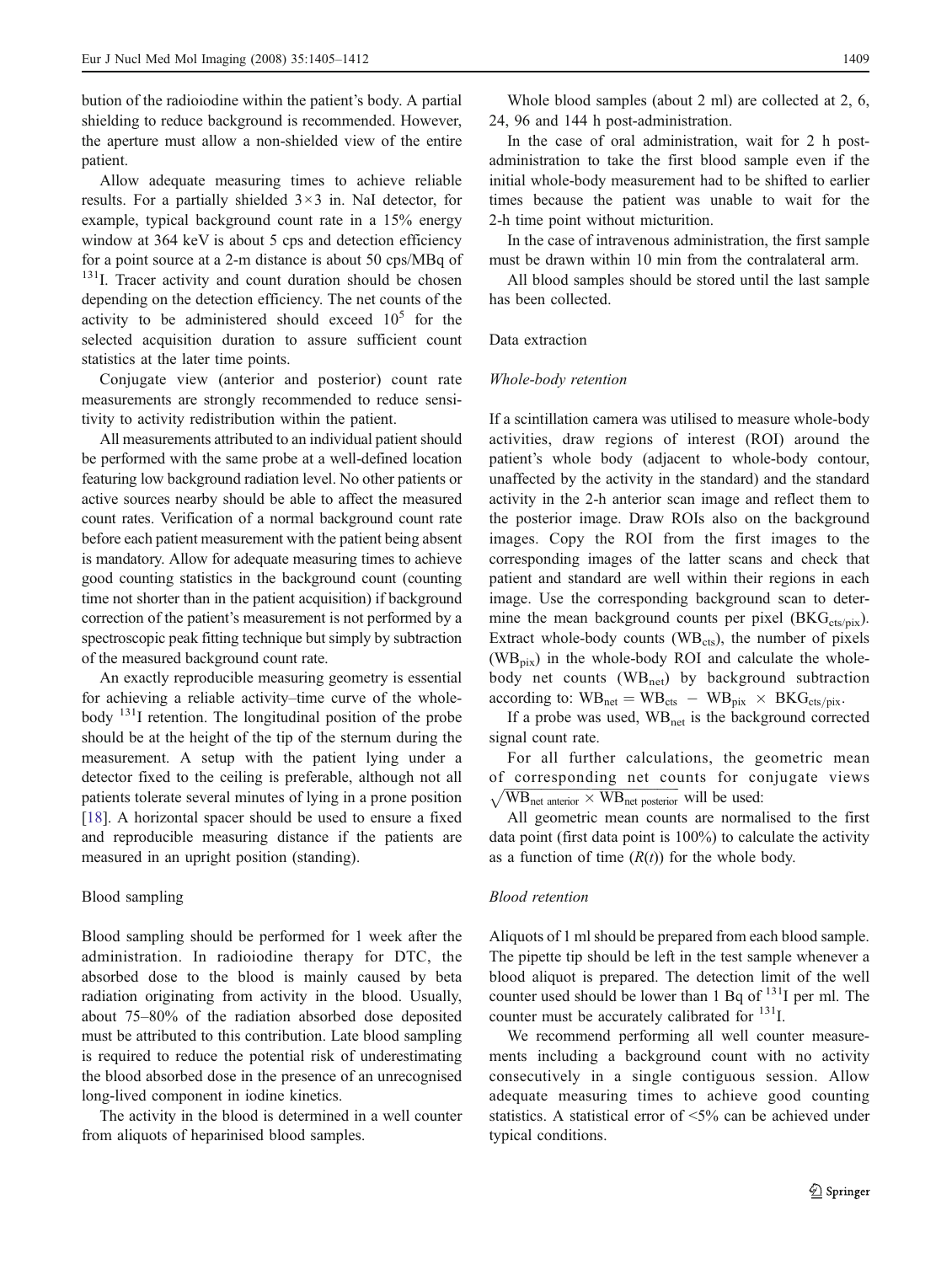bution of the radioiodine within the patient's body. A partial shielding to reduce background is recommended. However, the aperture must allow a non-shielded view of the entire patient.

Allow adequate measuring times to achieve reliable results. For a partially shielded 3×3 in. NaI detector, for example, typical background count rate in a 15% energy window at 364 keV is about 5 cps and detection efficiency for a point source at a 2-m distance is about 50 cps/MBq of $^{131}$I. Tracer activity and count duration should be chosen depending on the detection efficiency. The net counts of the activity to be administered should exceed $10^5$ for the selected acquisition duration to assure sufficient count statistics at the later time points.

Conjugate view (anterior and posterior) count rate measurements are strongly recommended to reduce sensitivity to activity redistribution within the patient.

All measurements attributed to an individual patient should be performed with the same probe at a well-defined location featuring low background radiation level. No other patients or active sources nearby should be able to affect the measured count rates. Verification of a normal background count rate before each patient measurement with the patient being absent is mandatory. Allow for adequate measuring times to achieve good counting statistics in the background count (counting time not shorter than in the patient acquisition) if background correction of the patient's measurement is not performed by a spectroscopic peak fitting technique but simply by subtraction of the measured background count rate.

An exactly reproducible measuring geometry is essential for achieving a reliable activity–time curve of the whole-body $^{131}$I retention. The longitudinal position of the probe should be at the height of the tip of the sternum during the measurement. A setup with the patient lying under a detector fixed to the ceiling is preferable, although not all patients tolerate several minutes of lying in a prone position [18]. A horizontal spacer should be used to ensure a fixed and reproducible measuring distance if the patients are measured in an upright position (standing).

## Blood sampling

Blood sampling should be performed for 1 week after the administration. In radioiodine therapy for DTC, the absorbed dose to the blood is mainly caused by beta radiation originating from activity in the blood. Usually, about 75–80% of the radiation absorbed dose deposited must be attributed to this contribution. Late blood sampling is required to reduce the potential risk of underestimating the blood absorbed dose in the presence of an unrecognised long-lived component in iodine kinetics.

The activity in the blood is determined in a well counter from aliquots of heparinised blood samples.

Whole blood samples (about 2 ml) are collected at 2, 6, 24, 96 and 144 h post-administration.

In the case of oral administration, wait for 2 h post-administration to take the first blood sample even if the initial whole-body measurement had to be shifted to earlier times because the patient was unable to wait for the 2-h time point without micturition.

In the case of intravenous administration, the first sample must be drawn within 10 min from the contralateral arm.

All blood samples should be stored until the last sample has been collected.

## Data extraction

### *Whole-body retention*

If a scintillation camera was utilised to measure whole-body activities, draw regions of interest (ROI) around the patient's whole body (adjacent to whole-body contour, unaffected by the activity in the standard) and the standard activity in the 2-h anterior scan image and reflect them to the posterior image. Draw ROIs also on the background images. Copy the ROI from the first images to the corresponding images of the latter scans and check that patient and standard are well within their regions in each image. Use the corresponding background scan to determine the mean background counts per pixel ($BKG_{cts/pix}$). Extract whole-body counts ($WB_{cts}$), the number of pixels ($WB_{pix}$) in the whole-body ROI and calculate the whole-body net counts ($WB_{net}$) by background subtraction according to: $WB_{net} = WB_{cts} - WB_{pix} \times BKG_{cts/pix}$.

If a probe was used, $WB_{net}$ is the background corrected signal count rate.

For all further calculations, the geometric mean of corresponding net counts for conjugate views $\sqrt{WB_{net\ anterior} \times WB_{net\ posterior}}$ will be used:

All geometric mean counts are normalised to the first data point (first data point is 100%) to calculate the activity as a function of time ($R(t)$) for the whole body.

### *Blood retention*

Aliquots of 1 ml should be prepared from each blood sample. The pipette tip should be left in the test sample whenever a blood aliquot is prepared. The detection limit of the well counter used should be lower than 1 Bq of $^{131}$I per ml. The counter must be accurately calibrated for $^{131}$I.

We recommend performing all well counter measurements including a background count with no activity consecutively in a single contiguous session. Allow adequate measuring times to achieve good counting statistics. A statistical error of <5% can be achieved under typical conditions.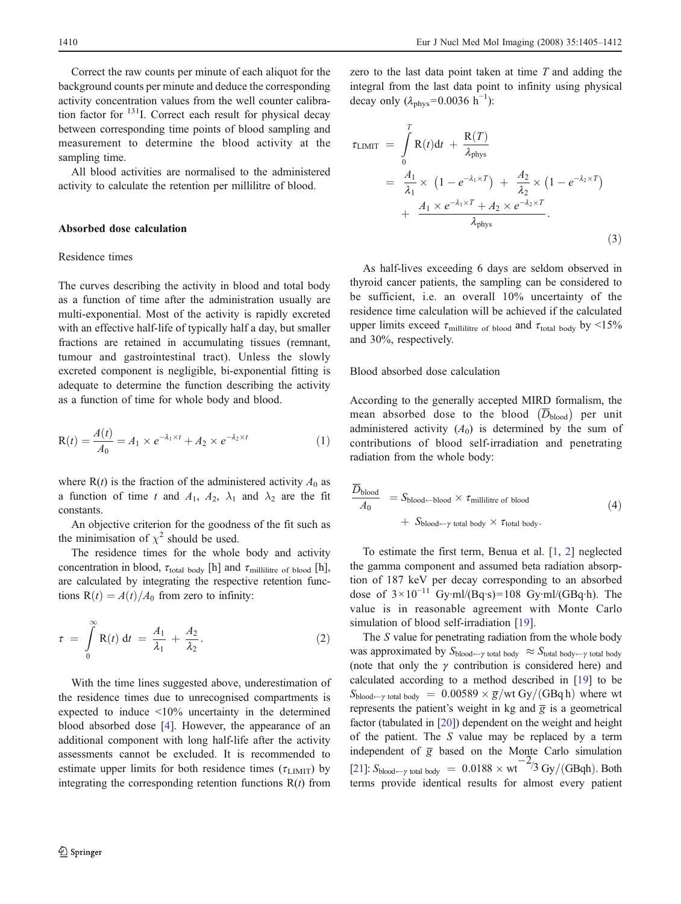Correct the raw counts per minute of each aliquot for the background counts per minute and deduce the corresponding activity concentration values from the well counter calibration factor for $^{131}$I. Correct each result for physical decay between corresponding time points of blood sampling and measurement to determine the blood activity at the sampling time.

All blood activities are normalised to the administered activity to calculate the retention per millilitre of blood.

**Absorbed dose calculation**

Residence times

The curves describing the activity in blood and total body as a function of time after the administration usually are multi-exponential. Most of the activity is rapidly excreted with an effective half-life of typically half a day, but smaller fractions are retained in accumulating tissues (remnant, tumour and gastrointestinal tract). Unless the slowly excreted component is negligible, bi-exponential fitting is adequate to determine the function describing the activity as a function of time for whole body and blood.

$$\mathrm{R}(t) = \frac{A(t)}{A_0} = A_1 \times e^{-\lambda_1 \times t} + A_2 \times e^{-\lambda_2 \times t} \qquad (1)$$

where $\mathrm{R}(t)$ is the fraction of the administered activity $A_0$ as a function of time $t$ and $A_1$, $A_2$, $\lambda_1$ and $\lambda_2$ are the fit constants.

An objective criterion for the goodness of the fit such as the minimisation of $\chi^2$ should be used.

The residence times for the whole body and activity concentration in blood, $\tau_{\text{total body}}$ [h] and $\tau_{\text{millilitre of blood}}$ [h], are calculated by integrating the respective retention functions $\mathrm{R}(t) = A(t)/A_0$ from zero to infinity:

$$\tau = \int_0^\infty \mathrm{R}(t)\,\mathrm{d}t = \frac{A_1}{\lambda_1} + \frac{A_2}{\lambda_2}. \qquad (2)$$

With the time lines suggested above, underestimation of the residence times due to unrecognised compartments is expected to induce <10% uncertainty in the determined blood absorbed dose [4]. However, the appearance of an additional component with long half-life after the activity assessments cannot be excluded. It is recommended to estimate upper limits for both residence times ($\tau_{\text{LIMIT}}$) by integrating the corresponding retention functions $\mathrm{R}(t)$ from zero to the last data point taken at time $T$ and adding the integral from the last data point to infinity using physical decay only ($\lambda_{\text{phys}}$=0.0036 h$^{-1}$):

$$\begin{aligned}\tau_{\text{LIMIT}} &= \int_0^T \mathrm{R}(t)\mathrm{d}t + \frac{\mathrm{R}(T)}{\lambda_{\text{phys}}} \\ &= \frac{A_1}{\lambda_1} \times \left(1 - e^{-\lambda_1 \times T}\right) + \frac{A_2}{\lambda_2} \times \left(1 - e^{-\lambda_2 \times T}\right) \\ &\quad + \frac{A_1 \times e^{-\lambda_1 \times T} + A_2 \times e^{-\lambda_2 \times T}}{\lambda_{\text{phys}}}.\end{aligned} \qquad (3)$$

As half-lives exceeding 6 days are seldom observed in thyroid cancer patients, the sampling can be considered to be sufficient, i.e. an overall 10% uncertainty of the residence time calculation will be achieved if the calculated upper limits exceed $\tau_{\text{millilitre of blood}}$ and $\tau_{\text{total body}}$ by <15% and 30%, respectively.

Blood absorbed dose calculation

According to the generally accepted MIRD formalism, the mean absorbed dose to the blood $\left(\overline{D}_{\text{blood}}\right)$ per unit administered activity ($A_0$) is determined by the sum of contributions of blood self-irradiation and penetrating radiation from the whole body:

$$\begin{aligned}\frac{\overline{D}_{\text{blood}}}{A_0} &= S_{\text{blood}\leftarrow\text{blood}} \times \tau_{\text{millilitre of blood}} \\ &\quad + S_{\text{blood}\leftarrow\gamma\ \text{total body}} \times \tau_{\text{total body}}.\end{aligned} \qquad (4)$$

To estimate the first term, Benua et al. [1, 2] neglected the gamma component and assumed beta radiation absorption of 187 keV per decay corresponding to an absorbed dose of $3\times10^{-11}$ Gy·ml/(Bq·s)=108 Gy·ml/(GBq·h). The value is in reasonable agreement with Monte Carlo simulation of blood self-irradiation [19].

The $S$ value for penetrating radiation from the whole body was approximated by $S_{\text{blood}\leftarrow\gamma\ \text{total body}} \approx S_{\text{total body}\leftarrow\gamma\ \text{total body}}$ (note that only the $\gamma$ contribution is considered here) and calculated according to a method described in [19] to be $S_{\text{blood}\leftarrow\gamma\ \text{total body}} = 0.00589 \times \overline{g}/\text{wt}\ \text{Gy}/(\text{GBq h})$ where wt represents the patient's weight in kg and $\overline{g}$ is a geometrical factor (tabulated in [20]) dependent on the weight and height of the patient. The $S$ value may be replaced by a term independent of $\overline{g}$ based on the Monte Carlo simulation [21]: $S_{\text{blood}\leftarrow\gamma\ \text{total body}} = 0.0188 \times \text{wt}^{-2/3}\ \text{Gy}/(\text{GBqh})$. Both terms provide identical results for almost every patient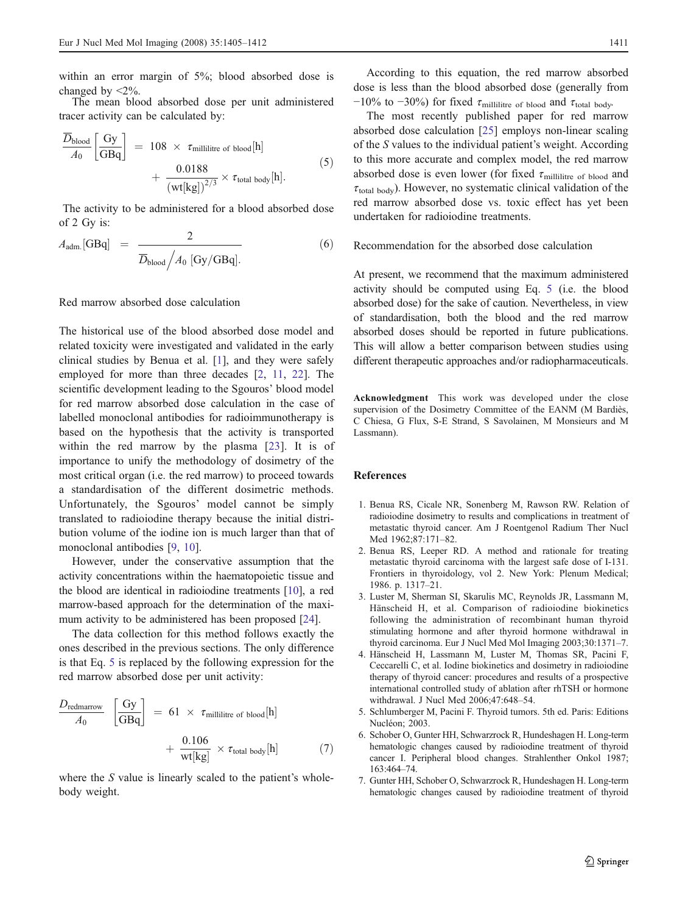within an error margin of 5%; blood absorbed dose is changed by <2%.

The mean blood absorbed dose per unit administered tracer activity can be calculated by:

$$\frac{\overline{D}_{\text{blood}}}{A_0}\left[\frac{\text{Gy}}{\text{GBq}}\right] = 108 \times \tau_{\text{millilitre of blood}}[\text{h}] + \frac{0.0188}{(\text{wt}[\text{kg}])^{2/3}} \times \tau_{\text{total body}}[\text{h}]. \quad (5)$$

The activity to be administered for a blood absorbed dose of 2 Gy is:

$$A_{\text{adm.}}[\text{GBq}] = \frac{2}{\overline{D}_{\text{blood}} \big/ A_0 \ [\text{Gy/GBq}].} \quad (6)$$

## Red marrow absorbed dose calculation

The historical use of the blood absorbed dose model and related toxicity were investigated and validated in the early clinical studies by Benua et al. [1], and they were safely employed for more than three decades [2, 11, 22]. The scientific development leading to the Sgouros' blood model for red marrow absorbed dose calculation in the case of labelled monoclonal antibodies for radioimmunotherapy is based on the hypothesis that the activity is transported within the red marrow by the plasma [23]. It is of importance to unify the methodology of dosimetry of the most critical organ (i.e. the red marrow) to proceed towards a standardisation of the different dosimetric methods. Unfortunately, the Sgouros' model cannot be simply translated to radioiodine therapy because the initial distribution volume of the iodine ion is much larger than that of monoclonal antibodies [9, 10].

However, under the conservative assumption that the activity concentrations within the haematopoietic tissue and the blood are identical in radioiodine treatments [10], a red marrow-based approach for the determination of the maximum activity to be administered has been proposed [24].

The data collection for this method follows exactly the ones described in the previous sections. The only difference is that Eq. 5 is replaced by the following expression for the red marrow absorbed dose per unit activity:

$$\frac{D_{\text{redmarrow}}}{A_0}\left[\frac{\text{Gy}}{\text{GBq}}\right] = 61 \times \tau_{\text{millilitre of blood}}[\text{h}] + \frac{0.106}{\text{wt}[\text{kg}]} \times \tau_{\text{total body}}[\text{h}] \quad (7)$$

where the $S$ value is linearly scaled to the patient's whole-body weight.

According to this equation, the red marrow absorbed dose is less than the blood absorbed dose (generally from −10% to −30%) for fixed $\tau_{\text{millilitre of blood}}$ and $\tau_{\text{total body}}$.

The most recently published paper for red marrow absorbed dose calculation [25] employs non-linear scaling of the $S$ values to the individual patient's weight. According to this more accurate and complex model, the red marrow absorbed dose is even lower (for fixed $\tau_{\text{millilitre of blood}}$ and $\tau_{\text{total body}}$). However, no systematic clinical validation of the red marrow absorbed dose vs. toxic effect has yet been undertaken for radioiodine treatments.

## Recommendation for the absorbed dose calculation

At present, we recommend that the maximum administered activity should be computed using Eq. 5 (i.e. the blood absorbed dose) for the sake of caution. Nevertheless, in view of standardisation, both the blood and the red marrow absorbed doses should be reported in future publications. This will allow a better comparison between studies using different therapeutic approaches and/or radiopharmaceuticals.

**Acknowledgment** This work was developed under the close supervision of the Dosimetry Committee of the EANM (M Bardiès, C Chiesa, G Flux, S-E Strand, S Savolainen, M Monsieurs and M Lassmann).

## References

1. Benua RS, Cicale NR, Sonenberg M, Rawson RW. Relation of radioiodine dosimetry to results and complications in treatment of metastatic thyroid cancer. Am J Roentgenol Radium Ther Nucl Med 1962;87:171–82.
2. Benua RS, Leeper RD. A method and rationale for treating metastatic thyroid carcinoma with the largest safe dose of I-131. Frontiers in thyroidology, vol 2. New York: Plenum Medical; 1986. p. 1317–21.
3. Luster M, Sherman SI, Skarulis MC, Reynolds JR, Lassmann M, Hänscheid H, et al. Comparison of radioiodine biokinetics following the administration of recombinant human thyroid stimulating hormone and after thyroid hormone withdrawal in thyroid carcinoma. Eur J Nucl Med Mol Imaging 2003;30:1371–7.
4. Hänscheid H, Lassmann M, Luster M, Thomas SR, Pacini F, Ceccarelli C, et al. Iodine biokinetics and dosimetry in radioiodine therapy of thyroid cancer: procedures and results of a prospective international controlled study of ablation after rhTSH or hormone withdrawal. J Nucl Med 2006;47:648–54.
5. Schlumberger M, Pacini F. Thyroid tumors. 5th ed. Paris: Editions Nucléon; 2003.
6. Schober O, Gunter HH, Schwarzrock R, Hundeshagen H. Long-term hematologic changes caused by radioiodine treatment of thyroid cancer I. Peripheral blood changes. Strahlenther Onkol 1987;163:464–74.
7. Gunter HH, Schober O, Schwarzrock R, Hundeshagen H. Long-term hematologic changes caused by radioiodine treatment of thyroid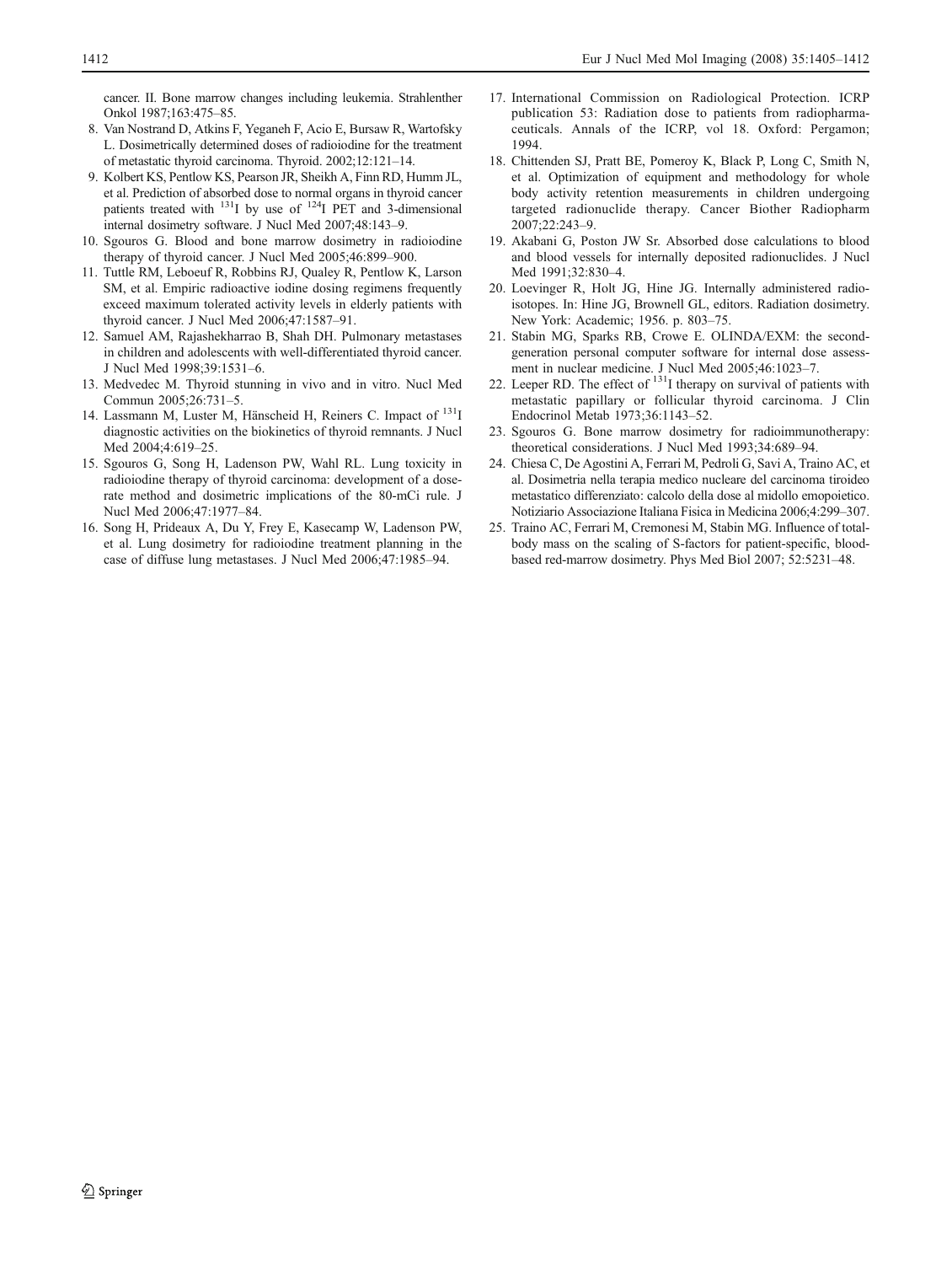cancer. II. Bone marrow changes including leukemia. Strahlenther Onkol 1987;163:475–85.

8. Van Nostrand D, Atkins F, Yeganeh F, Acio E, Bursaw R, Wartofsky L. Dosimetrically determined doses of radioiodine for the treatment of metastatic thyroid carcinoma. Thyroid. 2002;12:121–14.
9. Kolbert KS, Pentlow KS, Pearson JR, Sheikh A, Finn RD, Humm JL, et al. Prediction of absorbed dose to normal organs in thyroid cancer patients treated with $^{131}$I by use of $^{124}$I PET and 3-dimensional internal dosimetry software. J Nucl Med 2007;48:143–9.
10. Sgouros G. Blood and bone marrow dosimetry in radioiodine therapy of thyroid cancer. J Nucl Med 2005;46:899–900.
11. Tuttle RM, Leboeuf R, Robbins RJ, Qualey R, Pentlow K, Larson SM, et al. Empiric radioactive iodine dosing regimens frequently exceed maximum tolerated activity levels in elderly patients with thyroid cancer. J Nucl Med 2006;47:1587–91.
12. Samuel AM, Rajashekharrao B, Shah DH. Pulmonary metastases in children and adolescents with well-differentiated thyroid cancer. J Nucl Med 1998;39:1531–6.
13. Medvedec M. Thyroid stunning in vivo and in vitro. Nucl Med Commun 2005;26:731–5.
14. Lassmann M, Luster M, Hänscheid H, Reiners C. Impact of $^{131}$I diagnostic activities on the biokinetics of thyroid remnants. J Nucl Med 2004;4:619–25.
15. Sgouros G, Song H, Ladenson PW, Wahl RL. Lung toxicity in radioiodine therapy of thyroid carcinoma: development of a dose-rate method and dosimetric implications of the 80-mCi rule. J Nucl Med 2006;47:1977–84.
16. Song H, Prideaux A, Du Y, Frey E, Kasecamp W, Ladenson PW, et al. Lung dosimetry for radioiodine treatment planning in the case of diffuse lung metastases. J Nucl Med 2006;47:1985–94.
17. International Commission on Radiological Protection. ICRP publication 53: Radiation dose to patients from radiopharmaceuticals. Annals of the ICRP, vol 18. Oxford: Pergamon; 1994.
18. Chittenden SJ, Pratt BE, Pomeroy K, Black P, Long C, Smith N, et al. Optimization of equipment and methodology for whole body activity retention measurements in children undergoing targeted radionuclide therapy. Cancer Biother Radiopharm 2007;22:243–9.
19. Akabani G, Poston JW Sr. Absorbed dose calculations to blood and blood vessels for internally deposited radionuclides. J Nucl Med 1991;32:830–4.
20. Loevinger R, Holt JG, Hine JG. Internally administered radioisotopes. In: Hine JG, Brownell GL, editors. Radiation dosimetry. New York: Academic; 1956. p. 803–75.
21. Stabin MG, Sparks RB, Crowe E. OLINDA/EXM: the second-generation personal computer software for internal dose assessment in nuclear medicine. J Nucl Med 2005;46:1023–7.
22. Leeper RD. The effect of $^{131}$I therapy on survival of patients with metastatic papillary or follicular thyroid carcinoma. J Clin Endocrinol Metab 1973;36:1143–52.
23. Sgouros G. Bone marrow dosimetry for radioimmunotherapy: theoretical considerations. J Nucl Med 1993;34:689–94.
24. Chiesa C, De Agostini A, Ferrari M, Pedroli G, Savi A, Traino AC, et al. Dosimetria nella terapia medico nucleare del carcinoma tiroideo metastatico differenziato: calcolo della dose al midollo emopoietico. Notiziario Associazione Italiana Fisica in Medicina 2006;4:299–307.
25. Traino AC, Ferrari M, Cremonesi M, Stabin MG. Influence of total-body mass on the scaling of S-factors for patient-specific, blood-based red-marrow dosimetry. Phys Med Biol 2007; 52:5231–48.